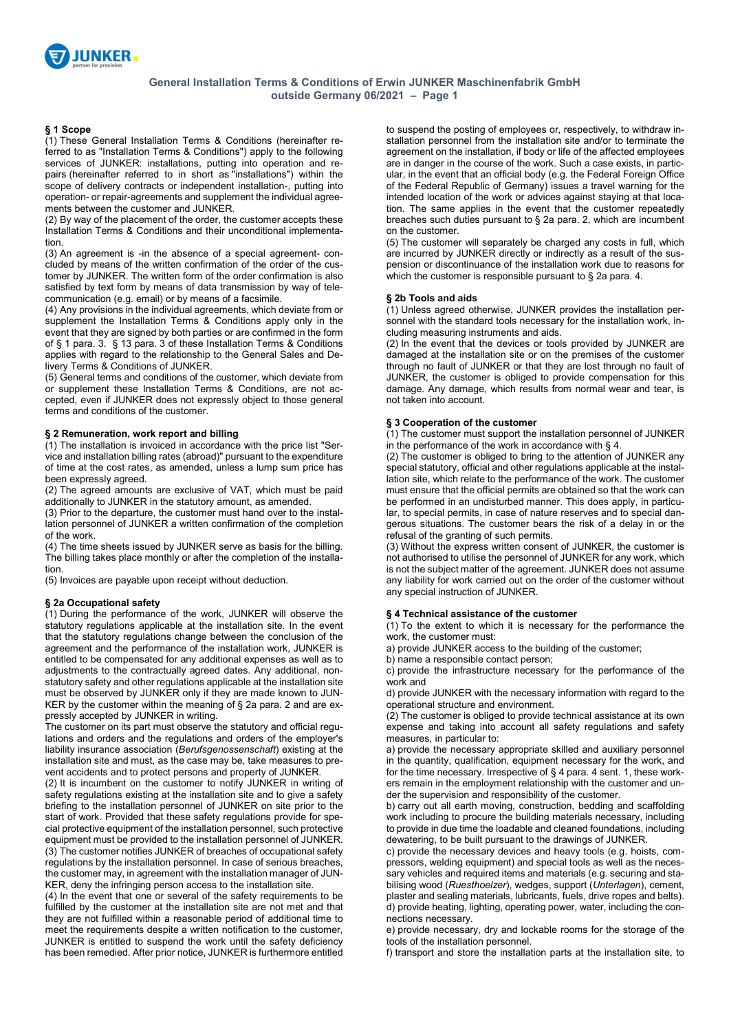# General Installation Terms & Conditions of Erwin JUNKER Maschinenfabrik GmbH outside Germany 06/2021

## § 1 Scope

(1) These General Installation Terms & Conditions (hereinafter referred to as "Installation Terms & Conditions") apply to the following services of JUNKER: installations, putting into operation and repairs (hereinafter referred to in short as "installations") within the scope of delivery contracts or independent installation-, putting into operation- or repair-agreements and supplement the individual agreements between the customer and JUNKER.

(2) By way of the placement of the order, the customer accepts these Installation Terms & Conditions and their unconditional implementation.

(3) An agreement is -in the absence of a special agreement- concluded by means of the written confirmation of the order of the customer by JUNKER. The written form of the order confirmation is also satisfied by text form by means of data transmission by way of telecommunication (e.g. email) or by means of a facsimile.

(4) Any provisions in the individual agreements, which deviate from or supplement the Installation Terms & Conditions apply only in the event that they are signed by both parties or are confirmed in the form of § 1 para. 3. § 13 para. 3 of these Installation Terms & Conditions applies with regard to the relationship to the General Sales and Delivery Terms & Conditions of JUNKER.

(5) General terms and conditions of the customer, which deviate from or supplement these Installation Terms & Conditions, are not accepted, even if JUNKER does not expressly object to those general terms and conditions of the customer.

## § 2 Remuneration, work report and billing

(1) The installation is invoiced in accordance with the price list "Service and installation billing rates (abroad)" pursuant to the expenditure of time at the cost rates, as amended, unless a lump sum price has been expressly agreed.

(2) The agreed amounts are exclusive of VAT, which must be paid additionally to JUNKER in the statutory amount, as amended.

(3) Prior to the departure, the customer must hand over to the installation personnel of JUNKER a written confirmation of the completion of the work.

(4) The time sheets issued by JUNKER serve as basis for the billing. The billing takes place monthly or after the completion of the installation.

(5) Invoices are payable upon receipt without deduction.

## § 2a Occupational safety

(1) During the performance of the work, JUNKER will observe the statutory regulations applicable at the installation site. In the event that the statutory regulations change between the conclusion of the agreement and the performance of the installation work, JUNKER is entitled to be compensated for any additional expenses as well as to adjustments to the contractually agreed dates. Any additional, non-statutory safety and other regulations applicable at the installation site must be observed by JUNKER only if they are made known to JUNKER by the customer within the meaning of § 2a para. 2 and are expressly accepted by JUNKER in writing.

The customer on its part must observe the statutory and official regulations and orders and the regulations and orders of the employer's liability insurance association (*Berufsgenossenschaft*) existing at the installation site and must, as the case may be, take measures to prevent accidents and to protect persons and property of JUNKER.

(2) It is incumbent on the customer to notify JUNKER in writing of safety regulations existing at the installation site and to give a safety briefing to the installation personnel of JUNKER on site prior to the start of work. Provided that these safety regulations provide for special protective equipment of the installation personnel, such protective equipment must be provided to the installation personnel of JUNKER.

(3) The customer notifies JUNKER of breaches of occupational safety regulations by the installation personnel. In case of serious breaches, the customer may, in agreement with the installation manager of JUNKER, deny the infringing person access to the installation site.

(4) In the event that one or several of the safety requirements to be fulfilled by the customer at the installation site are not met and that they are not fulfilled within a reasonable period of additional time to meet the requirements despite a written notification to the customer, JUNKER is entitled to suspend the work until the safety deficiency has been remedied. After prior notice, JUNKER is furthermore entitled to suspend the posting of employees or, respectively, to withdraw installation personnel from the installation site and/or to terminate the agreement on the installation, if body or life of the affected employees are in danger in the course of the work. Such a case exists, in particular, in the event that an official body (e.g. the Federal Foreign Office of the Federal Republic of Germany) issues a travel warning for the intended location of the work or advices against staying at that location. The same applies in the event that the customer repeatedly breaches such duties pursuant to § 2a para. 2, which are incumbent on the customer.

(5) The customer will separately be charged any costs in full, which are incurred by JUNKER directly or indirectly as a result of the suspension or discontinuance of the installation work due to reasons for which the customer is responsible pursuant to § 2a para. 4.

## § 2b Tools and aids

(1) Unless agreed otherwise, JUNKER provides the installation personnel with the standard tools necessary for the installation work, including measuring instruments and aids.

(2) In the event that the devices or tools provided by JUNKER are damaged at the installation site or on the premises of the customer through no fault of JUNKER or that they are lost through no fault of JUNKER, the customer is obliged to provide compensation for this damage. Any damage, which results from normal wear and tear, is not taken into account.

## § 3 Cooperation of the customer

(1) The customer must support the installation personnel of JUNKER in the performance of the work in accordance with § 4.

(2) The customer is obliged to bring to the attention of JUNKER any special statutory, official and other regulations applicable at the installation site, which relate to the performance of the work. The customer must ensure that the official permits are obtained so that the work can be performed in an undisturbed manner. This does apply, in particular, to special permits, in case of nature reserves and to special dangerous situations. The customer bears the risk of a delay in or the refusal of the granting of such permits.

(3) Without the express written consent of JUNKER, the customer is not authorised to utilise the personnel of JUNKER for any work, which is not the subject matter of the agreement. JUNKER does not assume any liability for work carried out on the order of the customer without any special instruction of JUNKER.

## § 4 Technical assistance of the customer

(1) To the extent to which it is necessary for the performance the work, the customer must:

a) provide JUNKER access to the building of the customer;

b) name a responsible contact person;

c) provide the infrastructure necessary for the performance of the work and

d) provide JUNKER with the necessary information with regard to the operational structure and environment.

(2) The customer is obliged to provide technical assistance at its own expense and taking into account all safety regulations and safety measures, in particular to:

a) provide the necessary appropriate skilled and auxiliary personnel in the quantity, qualification, equipment necessary for the work, and for the time necessary. Irrespective of § 4 para. 4 sent. 1, these workers remain in the employment relationship with the customer and under the supervision and responsibility of the customer.

b) carry out all earth moving, construction, bedding and scaffolding work including to procure the building materials necessary, including to provide in due time the loadable and cleaned foundations, including dewatering, to be built pursuant to the drawings of JUNKER.

c) provide the necessary devices and heavy tools (e.g. hoists, compressors, welding equipment) and special tools as well as the necessary vehicles and required items and materials (e.g. securing and stabilising wood (*Ruesthoelzer*), wedges, support (*Unterlagen*), cement, plaster and sealing materials, lubricants, fuels, drive ropes and belts).

d) provide heating, lighting, operating power, water, including the connections necessary.

e) provide necessary, dry and lockable rooms for the storage of the tools of the installation personnel.

f) transport and store the installation parts at the installation site, to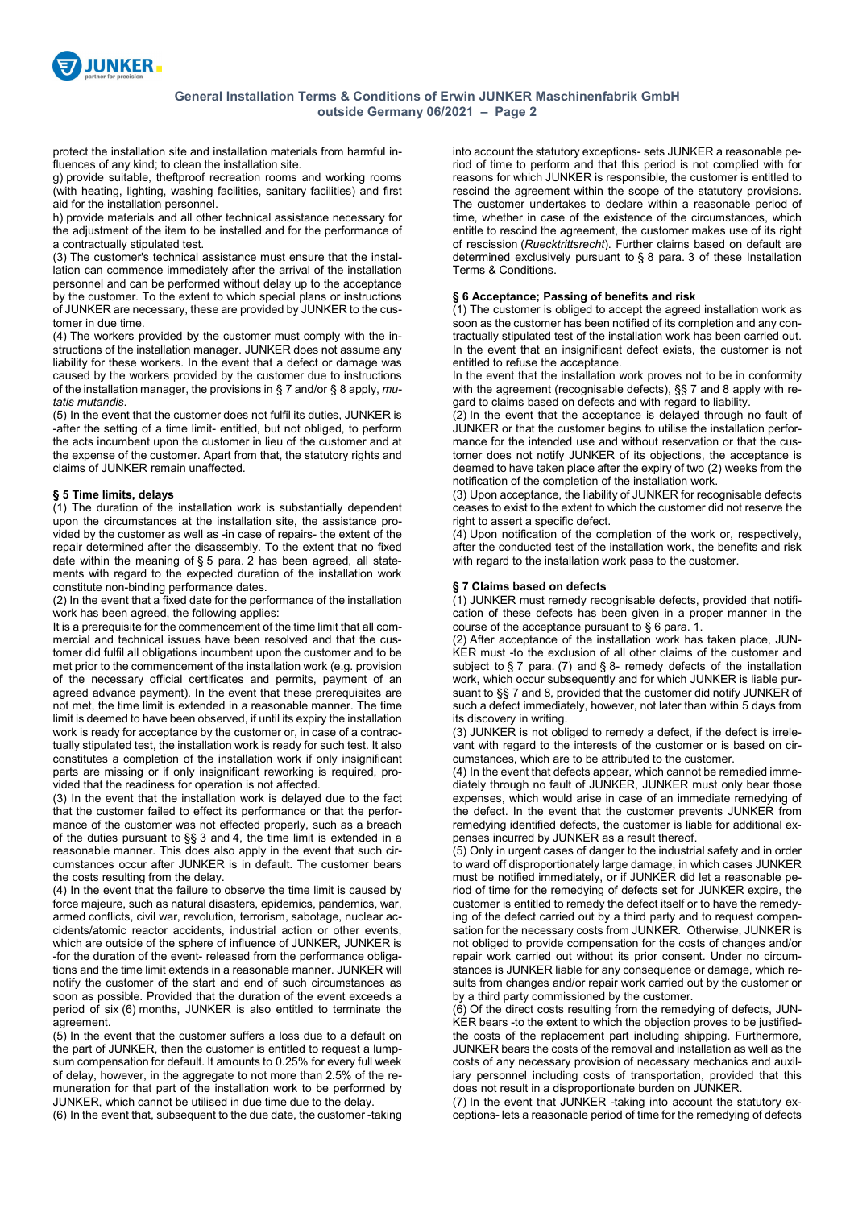protect the installation site and installation materials from harmful influences of any kind; to clean the installation site.

g) provide suitable, theftproof recreation rooms and working rooms (with heating, lighting, washing facilities, sanitary facilities) and first aid for the installation personnel.

h) provide materials and all other technical assistance necessary for the adjustment of the item to be installed and for the performance of a contractually stipulated test.

(3) The customer's technical assistance must ensure that the installation can commence immediately after the arrival of the installation personnel and can be performed without delay up to the acceptance by the customer. To the extent to which special plans or instructions of JUNKER are necessary, these are provided by JUNKER to the customer in due time.

(4) The workers provided by the customer must comply with the instructions of the installation manager. JUNKER does not assume any liability for these workers. In the event that a defect or damage was caused by the workers provided by the customer due to instructions of the installation manager, the provisions in § 7 and/or § 8 apply, *mutatis mutandis*.

(5) In the event that the customer does not fulfil its duties, JUNKER is -after the setting of a time limit- entitled, but not obliged, to perform the acts incumbent upon the customer in lieu of the customer and at the expense of the customer. Apart from that, the statutory rights and claims of JUNKER remain unaffected.

### § 5 Time limits, delays

(1) The duration of the installation work is substantially dependent upon the circumstances at the installation site, the assistance provided by the customer as well as -in case of repairs- the extent of the repair determined after the disassembly. To the extent that no fixed date within the meaning of § 5 para. 2 has been agreed, all statements with regard to the expected duration of the installation work constitute non-binding performance dates.

(2) In the event that a fixed date for the performance of the installation work has been agreed, the following applies:

It is a prerequisite for the commencement of the time limit that all commercial and technical issues have been resolved and that the customer did fulfil all obligations incumbent upon the customer and to be met prior to the commencement of the installation work (e.g. provision of the necessary official certificates and permits, payment of an agreed advance payment). In the event that these prerequisites are not met, the time limit is extended in a reasonable manner. The time limit is deemed to have been observed, if until its expiry the installation work is ready for acceptance by the customer or, in case of a contractually stipulated test, the installation work is ready for such test. It also constitutes a completion of the installation work if only insignificant parts are missing or if only insignificant reworking is required, provided that the readiness for operation is not affected.

(3) In the event that the installation work is delayed due to the fact that the customer failed to effect its performance or that the performance of the customer was not effected properly, such as a breach of the duties pursuant to §§ 3 and 4, the time limit is extended in a reasonable manner. This does also apply in the event that such circumstances occur after JUNKER is in default. The customer bears the costs resulting from the delay.

(4) In the event that the failure to observe the time limit is caused by force majeure, such as natural disasters, epidemics, pandemics, war, armed conflicts, civil war, revolution, terrorism, sabotage, nuclear accidents/atomic reactor accidents, industrial action or other events, which are outside of the sphere of influence of JUNKER, JUNKER is -for the duration of the event- released from the performance obligations and the time limit extends in a reasonable manner. JUNKER will notify the customer of the start and end of such circumstances as soon as possible. Provided that the duration of the event exceeds a period of six (6) months, JUNKER is also entitled to terminate the agreement.

(5) In the event that the customer suffers a loss due to a default on the part of JUNKER, then the customer is entitled to request a lump-sum compensation for default. It amounts to 0.25% for every full week of delay, however, in the aggregate to not more than 2.5% of the remuneration for that part of the installation work to be performed by JUNKER, which cannot be utilised in due time due to the delay.

(6) In the event that, subsequent to the due date, the customer -taking into account the statutory exceptions- sets JUNKER a reasonable period of time to perform and that this period is not complied with for reasons for which JUNKER is responsible, the customer is entitled to rescind the agreement within the scope of the statutory provisions. The customer undertakes to declare within a reasonable period of time, whether in case of the existence of the circumstances, which entitle to rescind the agreement, the customer makes use of its right of rescission (*Ruecktrittsrecht*). Further claims based on default are determined exclusively pursuant to § 8 para. 3 of these Installation Terms & Conditions.

### § 6 Acceptance; Passing of benefits and risk

(1) The customer is obliged to accept the agreed installation work as soon as the customer has been notified of its completion and any contractually stipulated test of the installation work has been carried out. In the event that an insignificant defect exists, the customer is not entitled to refuse the acceptance.

In the event that the installation work proves not to be in conformity with the agreement (recognisable defects), §§ 7 and 8 apply with regard to claims based on defects and with regard to liability.

(2) In the event that the acceptance is delayed through no fault of JUNKER or that the customer begins to utilise the installation performance for the intended use and without reservation or that the customer does not notify JUNKER of its objections, the acceptance is deemed to have taken place after the expiry of two (2) weeks from the notification of the completion of the installation work.

(3) Upon acceptance, the liability of JUNKER for recognisable defects ceases to exist to the extent to which the customer did not reserve the right to assert a specific defect.

(4) Upon notification of the completion of the work or, respectively, after the conducted test of the installation work, the benefits and risk with regard to the installation work pass to the customer.

### § 7 Claims based on defects

(1) JUNKER must remedy recognisable defects, provided that notification of these defects has been given in a proper manner in the course of the acceptance pursuant to § 6 para. 1.

(2) After acceptance of the installation work has taken place, JUNKER must -to the exclusion of all other claims of the customer and subject to § 7 para. (7) and § 8- remedy defects of the installation work, which occur subsequently and for which JUNKER is liable pursuant to §§ 7 and 8, provided that the customer did notify JUNKER of such a defect immediately, however, not later than within 5 days from its discovery in writing.

(3) JUNKER is not obliged to remedy a defect, if the defect is irrelevant with regard to the interests of the customer or is based on circumstances, which are to be attributed to the customer.

(4) In the event that defects appear, which cannot be remedied immediately through no fault of JUNKER, JUNKER must only bear those expenses, which would arise in case of an immediate remedying of the defect. In the event that the customer prevents JUNKER from remedying identified defects, the customer is liable for additional expenses incurred by JUNKER as a result thereof.

(5) Only in urgent cases of danger to the industrial safety and in order to ward off disproportionately large damage, in which cases JUNKER must be notified immediately, or if JUNKER did let a reasonable period of time for the remedying of defects set for JUNKER expire, the customer is entitled to remedy the defect itself or to have the remedying of the defect carried out by a third party and to request compensation for the necessary costs from JUNKER. Otherwise, JUNKER is not obliged to provide compensation for the costs of changes and/or repair work carried out without its prior consent. Under no circumstances is JUNKER liable for any consequence or damage, which results from changes and/or repair work carried out by the customer or by a third party commissioned by the customer.

(6) Of the direct costs resulting from the remedying of defects, JUNKER bears -to the extent to which the objection proves to be justified- the costs of the replacement part including shipping. Furthermore, JUNKER bears the costs of the removal and installation as well as the costs of any necessary provision of necessary mechanics and auxiliary personnel including costs of transportation, provided that this does not result in a disproportionate burden on JUNKER.

(7) In the event that JUNKER -taking into account the statutory exceptions- lets a reasonable period of time for the remedying of defects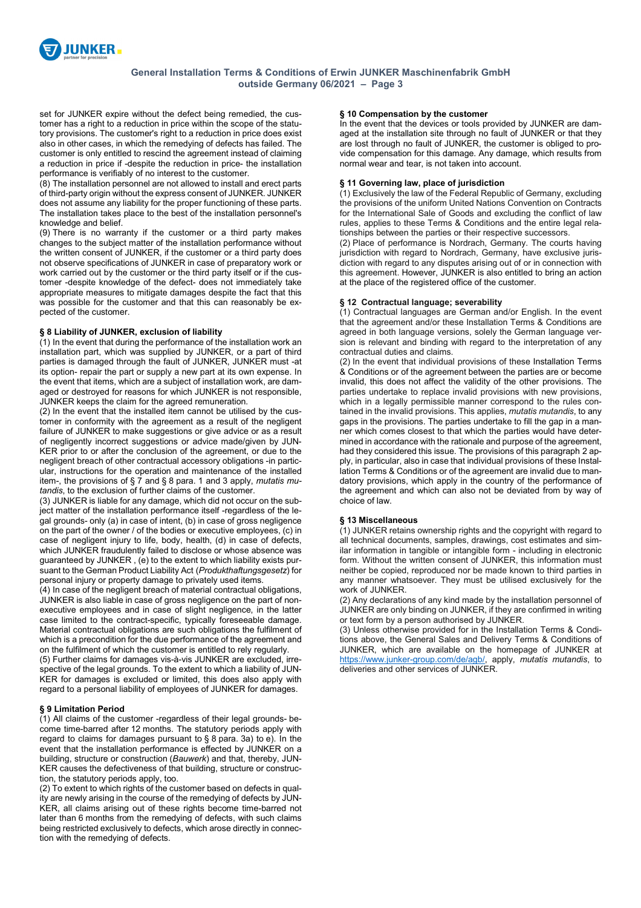set for JUNKER expire without the defect being remedied, the customer has a right to a reduction in price within the scope of the statutory provisions. The customer's right to a reduction in price does exist also in other cases, in which the remedying of defects has failed. The customer is only entitled to rescind the agreement instead of claiming a reduction in price if -despite the reduction in price- the installation performance is verifiably of no interest to the customer.

(8) The installation personnel are not allowed to install and erect parts of third-party origin without the express consent of JUNKER. JUNKER does not assume any liability for the proper functioning of these parts. The installation takes place to the best of the installation personnel's knowledge and belief.

(9) There is no warranty if the customer or a third party makes changes to the subject matter of the installation performance without the written consent of JUNKER, if the customer or a third party does not observe specifications of JUNKER in case of preparatory work or work carried out by the customer or the third party itself or if the customer -despite knowledge of the defect- does not immediately take appropriate measures to mitigate damages despite the fact that this was possible for the customer and that this can reasonably be expected of the customer.

### § 8 Liability of JUNKER, exclusion of liability

(1) In the event that during the performance of the installation work an installation part, which was supplied by JUNKER, or a part of third parties is damaged through the fault of JUNKER, JUNKER must -at its option- repair the part or supply a new part at its own expense. In the event that items, which are a subject of installation work, are damaged or destroyed for reasons for which JUNKER is not responsible, JUNKER keeps the claim for the agreed remuneration.

(2) In the event that the installed item cannot be utilised by the customer in conformity with the agreement as a result of the negligent failure of JUNKER to make suggestions or give advice or as a result of negligently incorrect suggestions or advice made/given by JUNKER prior to or after the conclusion of the agreement, or due to the negligent breach of other contractual accessory obligations -in particular, instructions for the operation and maintenance of the installed item-, the provisions of § 7 and § 8 para. 1 and 3 apply, *mutatis mutandis*, to the exclusion of further claims of the customer.

(3) JUNKER is liable for any damage, which did not occur on the subject matter of the installation performance itself -regardless of the legal grounds- only (a) in case of intent, (b) in case of gross negligence on the part of the owner / of the bodies or executive employees, (c) in case of negligent injury to life, body, health, (d) in case of defects, which JUNKER fraudulently failed to disclose or whose absence was guaranteed by JUNKER , (e) to the extent to which liability exists pursuant to the German Product Liability Act (*Produkthaftungsgesetz*) for personal injury or property damage to privately used items.

(4) In case of the negligent breach of material contractual obligations, JUNKER is also liable in case of gross negligence on the part of non-executive employees and in case of slight negligence, in the latter case limited to the contract-specific, typically foreseeable damage. Material contractual obligations are such obligations the fulfilment of which is a precondition for the due performance of the agreement and on the fulfilment of which the customer is entitled to rely regularly.

(5) Further claims for damages vis-à-vis JUNKER are excluded, irrespective of the legal grounds. To the extent to which a liability of JUNKER for damages is excluded or limited, this does also apply with regard to a personal liability of employees of JUNKER for damages.

### § 9 Limitation Period

(1) All claims of the customer -regardless of their legal grounds- become time-barred after 12 months. The statutory periods apply with regard to claims for damages pursuant to § 8 para. 3a) to e). In the event that the installation performance is effected by JUNKER on a building, structure or construction (*Bauwerk*) and that, thereby, JUNKER causes the defectiveness of that building, structure or construction, the statutory periods apply, too.

(2) To extent to which rights of the customer based on defects in quality are newly arising in the course of the remedying of defects by JUNKER, all claims arising out of these rights become time-barred not later than 6 months from the remedying of defects, with such claims being restricted exclusively to defects, which arose directly in connection with the remedying of defects.

### § 10 Compensation by the customer

In the event that the devices or tools provided by JUNKER are damaged at the installation site through no fault of JUNKER or that they are lost through no fault of JUNKER, the customer is obliged to provide compensation for this damage. Any damage, which results from normal wear and tear, is not taken into account.

### § 11 Governing law, place of jurisdiction

(1) Exclusively the law of the Federal Republic of Germany, excluding the provisions of the uniform United Nations Convention on Contracts for the International Sale of Goods and excluding the conflict of law rules, applies to these Terms & Conditions and the entire legal relationships between the parties or their respective successors.

(2) Place of performance is Nordrach, Germany. The courts having jurisdiction with regard to Nordrach, Germany, have exclusive jurisdiction with regard to any disputes arising out of or in connection with this agreement. However, JUNKER is also entitled to bring an action at the place of the registered office of the customer.

### § 12 Contractual language; severability

(1) Contractual languages are German and/or English. In the event that the agreement and/or these Installation Terms & Conditions are agreed in both language versions, solely the German language version is relevant and binding with regard to the interpretation of any contractual duties and claims.

(2) In the event that individual provisions of these Installation Terms & Conditions or of the agreement between the parties are or become invalid, this does not affect the validity of the other provisions. The parties undertake to replace invalid provisions with new provisions, which in a legally permissible manner correspond to the rules contained in the invalid provisions. This applies, *mutatis mutandis*, to any gaps in the provisions. The parties undertake to fill the gap in a manner which comes closest to that which the parties would have determined in accordance with the rationale and purpose of the agreement, had they considered this issue. The provisions of this paragraph 2 apply, in particular, also in case that individual provisions of these Installation Terms & Conditions or of the agreement are invalid due to mandatory provisions, which apply in the country of the performance of the agreement and which can also not be deviated from by way of choice of law.

### § 13 Miscellaneous

(1) JUNKER retains ownership rights and the copyright with regard to all technical documents, samples, drawings, cost estimates and similar information in tangible or intangible form - including in electronic form. Without the written consent of JUNKER, this information must neither be copied, reproduced nor be made known to third parties in any manner whatsoever. They must be utilised exclusively for the work of JUNKER.

(2) Any declarations of any kind made by the installation personnel of JUNKER are only binding on JUNKER, if they are confirmed in writing or text form by a person authorised by JUNKER.

(3) Unless otherwise provided for in the Installation Terms & Conditions above, the General Sales and Delivery Terms & Conditions of JUNKER, which are available on the homepage of JUNKER at https://www.junker-group.com/de/agb/, apply, *mutatis mutandis*, to deliveries and other services of JUNKER.